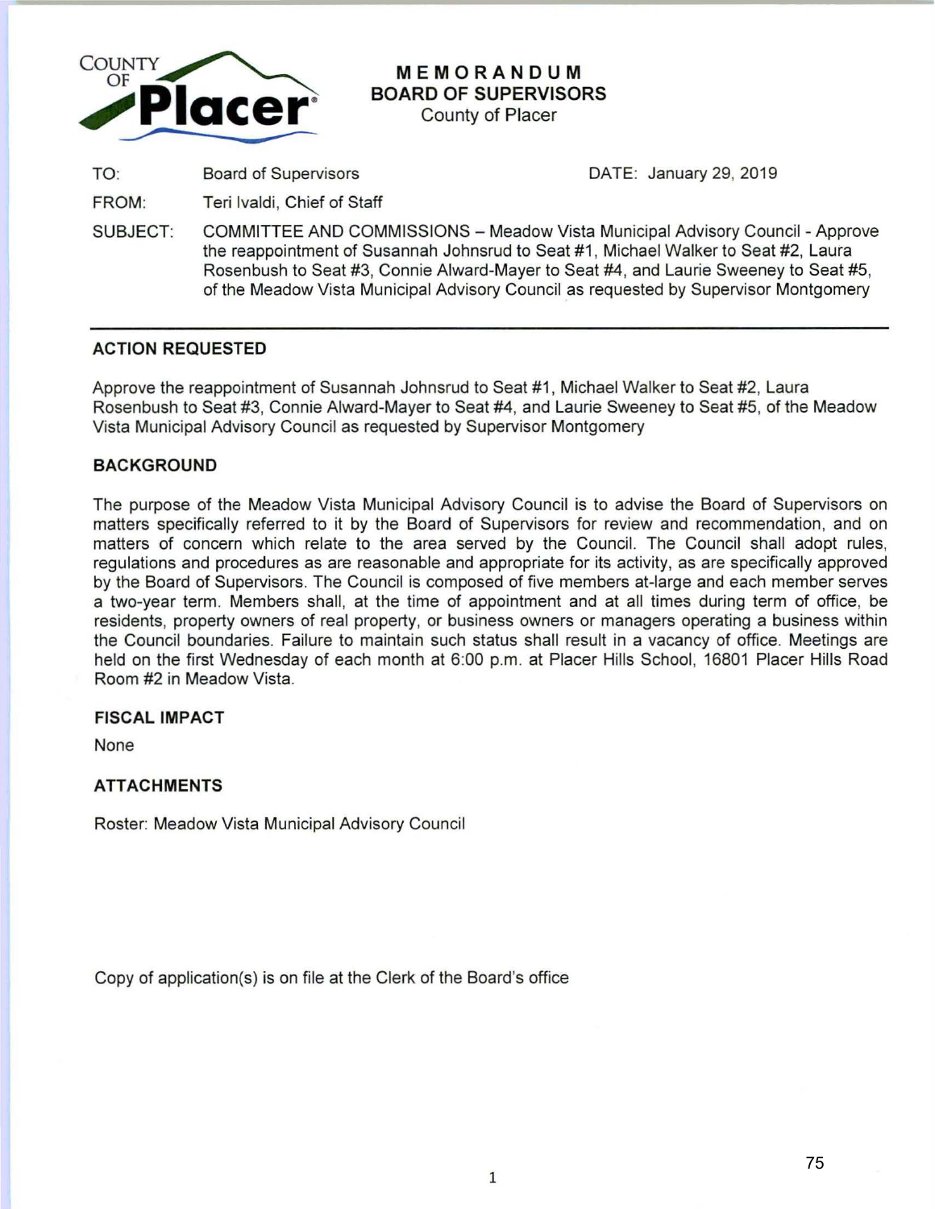COUNTY OF **Placer**

# MEMORANDUM
## BOARD OF SUPERVISORS
County of Placer

TO: Board of Supervisors

DATE: January 29, 2019

FROM: Teri Ivaldi, Chief of Staff

SUBJECT: COMMITTEE AND COMMISSIONS – Meadow Vista Municipal Advisory Council - Approve the reappointment of Susannah Johnsrud to Seat #1, Michael Walker to Seat #2, Laura Rosenbush to Seat #3, Connie Alward-Mayer to Seat #4, and Laurie Sweeney to Seat #5, of the Meadow Vista Municipal Advisory Council as requested by Supervisor Montgomery

---

### ACTION REQUESTED

Approve the reappointment of Susannah Johnsrud to Seat #1, Michael Walker to Seat #2, Laura Rosenbush to Seat #3, Connie Alward-Mayer to Seat #4, and Laurie Sweeney to Seat #5, of the Meadow Vista Municipal Advisory Council as requested by Supervisor Montgomery

### BACKGROUND

The purpose of the Meadow Vista Municipal Advisory Council is to advise the Board of Supervisors on matters specifically referred to it by the Board of Supervisors for review and recommendation, and on matters of concern which relate to the area served by the Council. The Council shall adopt rules, regulations and procedures as are reasonable and appropriate for its activity, as are specifically approved by the Board of Supervisors. The Council is composed of five members at-large and each member serves a two-year term. Members shall, at the time of appointment and at all times during term of office, be residents, property owners of real property, or business owners or managers operating a business within the Council boundaries. Failure to maintain such status shall result in a vacancy of office. Meetings are held on the first Wednesday of each month at 6:00 p.m. at Placer Hills School, 16801 Placer Hills Road Room #2 in Meadow Vista.

### FISCAL IMPACT

None

### ATTACHMENTS

Roster: Meadow Vista Municipal Advisory Council

Copy of application(s) is on file at the Clerk of the Board's office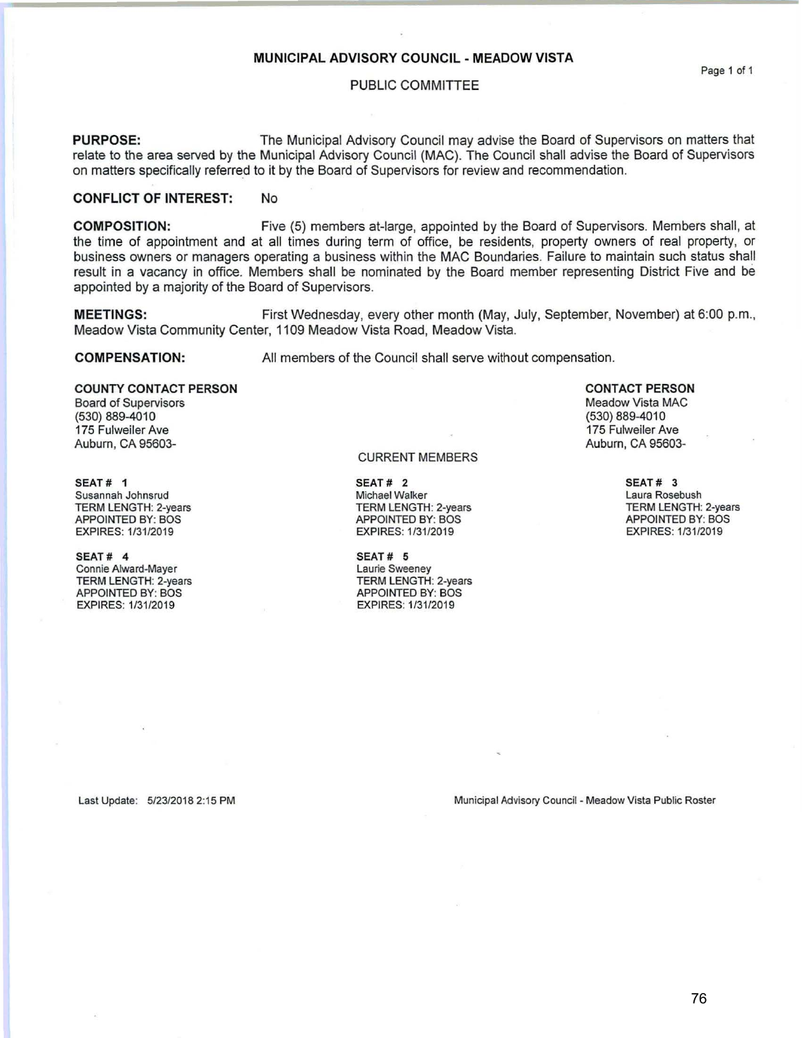# MUNICIPAL ADVISORY COUNCIL - MEADOW VISTA

## PUBLIC COMMITTEE

**PURPOSE:** The Municipal Advisory Council may advise the Board of Supervisors on matters that relate to the area served by the Municipal Advisory Council (MAC). The Council shall advise the Board of Supervisors on matters specifically referred to it by the Board of Supervisors for review and recommendation.

**CONFLICT OF INTEREST:** No

**COMPOSITION:** Five (5) members at-large, appointed by the Board of Supervisors. Members shall, at the time of appointment and at all times during term of office, be residents, property owners of real property, or business owners or managers operating a business within the MAC Boundaries. Failure to maintain such status shall result in a vacancy in office. Members shall be nominated by the Board member representing District Five and be appointed by a majority of the Board of Supervisors.

**MEETINGS:** First Wednesday, every other month (May, July, September, November) at 6:00 p.m., Meadow Vista Community Center, 1109 Meadow Vista Road, Meadow Vista.

**COMPENSATION:** All members of the Council shall serve without compensation.

**COUNTY CONTACT PERSON**
Board of Supervisors
(530) 889-4010
175 Fulweiler Ave
Auburn, CA 95603-

**CONTACT PERSON**
Meadow Vista MAC
(530) 889-4010
175 Fulweiler Ave
Auburn, CA 95603-

### CURRENT MEMBERS

**SEAT # 1**
Susannah Johnsrud
TERM LENGTH: 2-years
APPOINTED BY: BOS
EXPIRES: 1/31/2019

**SEAT # 2**
Michael Walker
TERM LENGTH: 2-years
APPOINTED BY: BOS
EXPIRES: 1/31/2019

**SEAT # 3**
Laura Rosebush
TERM LENGTH: 2-years
APPOINTED BY: BOS
EXPIRES: 1/31/2019

**SEAT # 4**
Connie Alward-Mayer
TERM LENGTH: 2-years
APPOINTED BY: BOS
EXPIRES: 1/31/2019

**SEAT # 5**
Laurie Sweeney
TERM LENGTH: 2-years
APPOINTED BY: BOS
EXPIRES: 1/31/2019

Last Update: 5/23/2018 2:15 PM

Municipal Advisory Council - Meadow Vista Public Roster